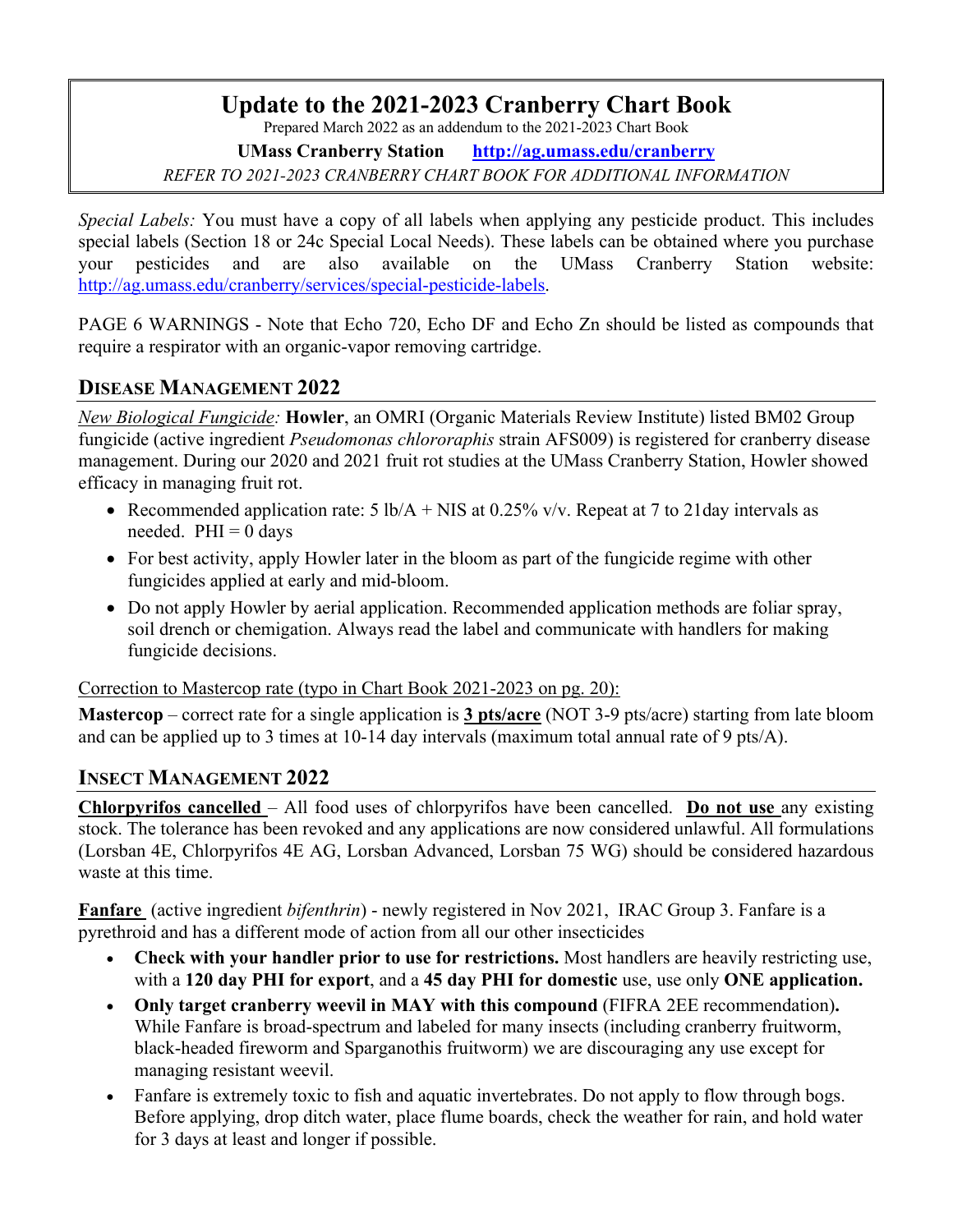# Update to the 2021-2023 Cranberry Chart Book

Prepared March 2022 as an addendum to the 2021-2023 Chart Book

**UMass Cranberry Station** [http://ag.umass.edu/cranberry](http://ag.umass.edu/cranberry)

*REFER TO 2021-2023 CRANBERRY CHART BOOK FOR ADDITIONAL INFORMATION*

*Special Labels:* You must have a copy of all labels when applying any pesticide product. This includes special labels (Section 18 or 24c Special Local Needs). These labels can be obtained where you purchase your pesticides and are also available on the UMass Cranberry Station website: [http://ag.umass.edu/cranberry/services/special-pesticide-labels](http://ag.umass.edu/cranberry/services/special-pesticide-labels).

PAGE 6 WARNINGS - Note that Echo 720, Echo DF and Echo Zn should be listed as compounds that require a respirator with an organic-vapor removing cartridge.

## DISEASE MANAGEMENT 2022

*New Biological Fungicide:* **Howler**, an OMRI (Organic Materials Review Institute) listed BM02 Group fungicide (active ingredient *Pseudomonas chlororaphis* strain AFS009) is registered for cranberry disease management. During our 2020 and 2021 fruit rot studies at the UMass Cranberry Station, Howler showed efficacy in managing fruit rot.

- Recommended application rate: 5 lb/A + NIS at 0.25% v/v. Repeat at 7 to 21day intervals as needed. PHI = 0 days
- For best activity, apply Howler later in the bloom as part of the fungicide regime with other fungicides applied at early and mid-bloom.
- Do not apply Howler by aerial application. Recommended application methods are foliar spray, soil drench or chemigation. Always read the label and communicate with handlers for making fungicide decisions.

Correction to Mastercop rate (typo in Chart Book 2021-2023 on pg. 20):

**Mastercop** – correct rate for a single application is **3 pts/acre** (NOT 3-9 pts/acre) starting from late bloom and can be applied up to 3 times at 10-14 day intervals (maximum total annual rate of 9 pts/A).

## INSECT MANAGEMENT 2022

**Chlorpyrifos cancelled** – All food uses of chlorpyrifos have been cancelled. **Do not use** any existing stock. The tolerance has been revoked and any applications are now considered unlawful. All formulations (Lorsban 4E, Chlorpyrifos 4E AG, Lorsban Advanced, Lorsban 75 WG) should be considered hazardous waste at this time.

**Fanfare** (active ingredient *bifenthrin*) - newly registered in Nov 2021, IRAC Group 3. Fanfare is a pyrethroid and has a different mode of action from all our other insecticides

- **Check with your handler prior to use for restrictions.** Most handlers are heavily restricting use, with a **120 day PHI for export**, and a **45 day PHI for domestic** use, use only **ONE application.**
- **Only target cranberry weevil in MAY with this compound** (FIFRA 2EE recommendation)**.** While Fanfare is broad-spectrum and labeled for many insects (including cranberry fruitworm, black-headed fireworm and Sparganothis fruitworm) we are discouraging any use except for managing resistant weevil.
- Fanfare is extremely toxic to fish and aquatic invertebrates. Do not apply to flow through bogs. Before applying, drop ditch water, place flume boards, check the weather for rain, and hold water for 3 days at least and longer if possible.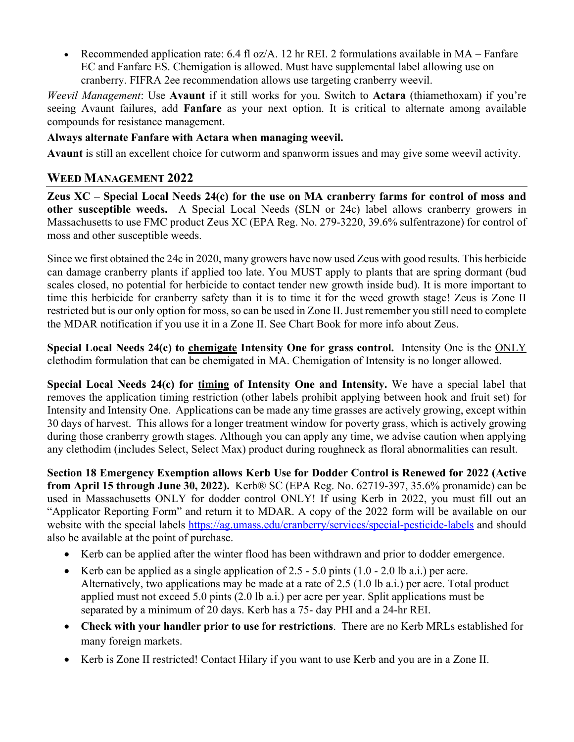- Recommended application rate: 6.4 fl oz/A. 12 hr REI. 2 formulations available in MA – Fanfare EC and Fanfare ES. Chemigation is allowed. Must have supplemental label allowing use on cranberry. FIFRA 2ee recommendation allows use targeting cranberry weevil.

*Weevil Management*: Use **Avaunt** if it still works for you. Switch to **Actara** (thiamethoxam) if you're seeing Avaunt failures, add **Fanfare** as your next option. It is critical to alternate among available compounds for resistance management.

**Always alternate Fanfare with Actara when managing weevil.**

**Avaunt** is still an excellent choice for cutworm and spanworm issues and may give some weevil activity.

## WEED MANAGEMENT 2022

**Zeus XC – Special Local Needs 24(c) for the use on MA cranberry farms for control of moss and other susceptible weeds.** A Special Local Needs (SLN or 24c) label allows cranberry growers in Massachusetts to use FMC product Zeus XC (EPA Reg. No. 279-3220, 39.6% sulfentrazone) for control of moss and other susceptible weeds.

Since we first obtained the 24c in 2020, many growers have now used Zeus with good results. This herbicide can damage cranberry plants if applied too late. You MUST apply to plants that are spring dormant (bud scales closed, no potential for herbicide to contact tender new growth inside bud). It is more important to time this herbicide for cranberry safety than it is to time it for the weed growth stage! Zeus is Zone II restricted but is our only option for moss, so can be used in Zone II. Just remember you still need to complete the MDAR notification if you use it in a Zone II. See Chart Book for more info about Zeus.

**Special Local Needs 24(c) to chemigate Intensity One for grass control.** Intensity One is the ONLY clethodim formulation that can be chemigated in MA. Chemigation of Intensity is no longer allowed.

**Special Local Needs 24(c) for timing of Intensity One and Intensity.** We have a special label that removes the application timing restriction (other labels prohibit applying between hook and fruit set) for Intensity and Intensity One. Applications can be made any time grasses are actively growing, except within 30 days of harvest. This allows for a longer treatment window for poverty grass, which is actively growing during those cranberry growth stages. Although you can apply any time, we advise caution when applying any clethodim (includes Select, Select Max) product during roughneck as floral abnormalities can result.

**Section 18 Emergency Exemption allows Kerb Use for Dodder Control is Renewed for 2022 (Active from April 15 through June 30, 2022).** Kerb® SC (EPA Reg. No. 62719-397, 35.6% pronamide) can be used in Massachusetts ONLY for dodder control ONLY! If using Kerb in 2022, you must fill out an "Applicator Reporting Form" and return it to MDAR. A copy of the 2022 form will be available on our website with the special labels https://ag.umass.edu/cranberry/services/special-pesticide-labels and should also be available at the point of purchase.

- Kerb can be applied after the winter flood has been withdrawn and prior to dodder emergence.
- Kerb can be applied as a single application of 2.5 - 5.0 pints (1.0 - 2.0 lb a.i.) per acre. Alternatively, two applications may be made at a rate of 2.5 (1.0 lb a.i.) per acre. Total product applied must not exceed 5.0 pints (2.0 lb a.i.) per acre per year. Split applications must be separated by a minimum of 20 days. Kerb has a 75- day PHI and a 24-hr REI.
- **Check with your handler prior to use for restrictions**. There are no Kerb MRLs established for many foreign markets.
- Kerb is Zone II restricted! Contact Hilary if you want to use Kerb and you are in a Zone II.